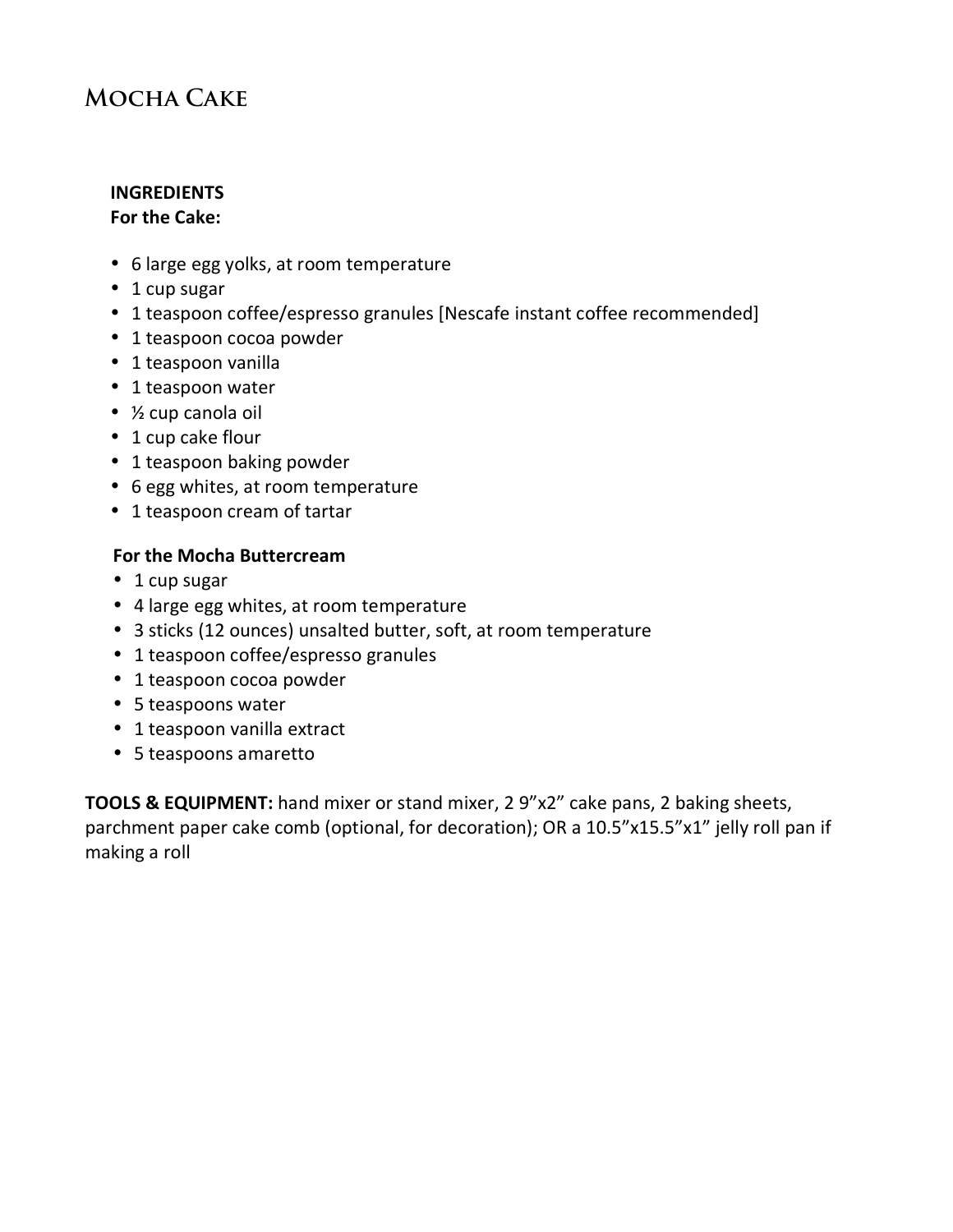# Mocha Cake

**INGREDIENTS**
**For the Cake:**

- 6 large egg yolks, at room temperature
- 1 cup sugar
- 1 teaspoon coffee/espresso granules [Nescafe instant coffee recommended]
- 1 teaspoon cocoa powder
- 1 teaspoon vanilla
- 1 teaspoon water
- ½ cup canola oil
- 1 cup cake flour
- 1 teaspoon baking powder
- 6 egg whites, at room temperature
- 1 teaspoon cream of tartar

**For the Mocha Buttercream**

- 1 cup sugar
- 4 large egg whites, at room temperature
- 3 sticks (12 ounces) unsalted butter, soft, at room temperature
- 1 teaspoon coffee/espresso granules
- 1 teaspoon cocoa powder
- 5 teaspoons water
- 1 teaspoon vanilla extract
- 5 teaspoons amaretto

**TOOLS & EQUIPMENT:** hand mixer or stand mixer, 2 9"x2" cake pans, 2 baking sheets, parchment paper cake comb (optional, for decoration); OR a 10.5"x15.5"x1" jelly roll pan if making a roll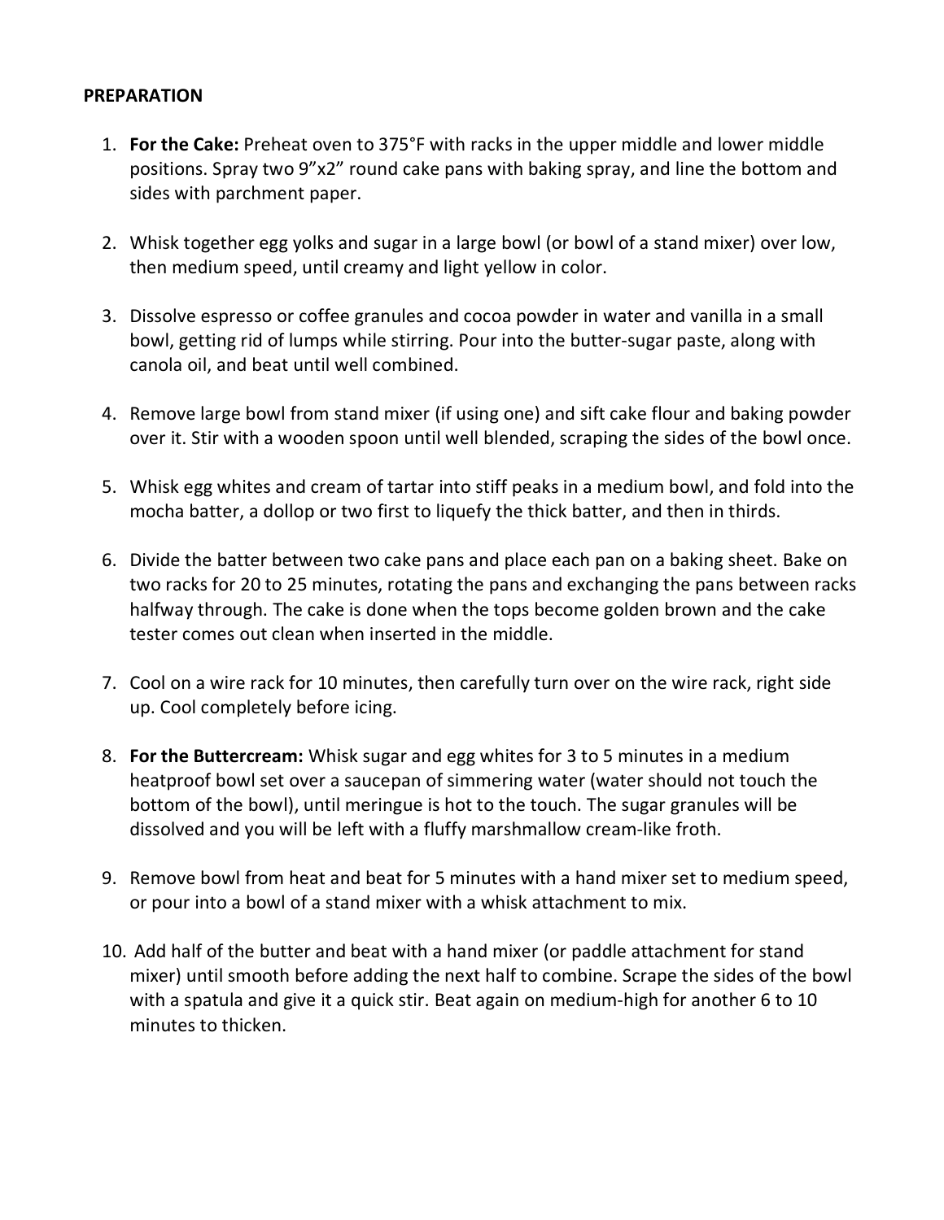**PREPARATION**

1. **For the Cake:** Preheat oven to 375°F with racks in the upper middle and lower middle positions. Spray two 9"x2" round cake pans with baking spray, and line the bottom and sides with parchment paper.

2. Whisk together egg yolks and sugar in a large bowl (or bowl of a stand mixer) over low, then medium speed, until creamy and light yellow in color.

3. Dissolve espresso or coffee granules and cocoa powder in water and vanilla in a small bowl, getting rid of lumps while stirring. Pour into the butter-sugar paste, along with canola oil, and beat until well combined.

4. Remove large bowl from stand mixer (if using one) and sift cake flour and baking powder over it. Stir with a wooden spoon until well blended, scraping the sides of the bowl once.

5. Whisk egg whites and cream of tartar into stiff peaks in a medium bowl, and fold into the mocha batter, a dollop or two first to liquefy the thick batter, and then in thirds.

6. Divide the batter between two cake pans and place each pan on a baking sheet. Bake on two racks for 20 to 25 minutes, rotating the pans and exchanging the pans between racks halfway through. The cake is done when the tops become golden brown and the cake tester comes out clean when inserted in the middle.

7. Cool on a wire rack for 10 minutes, then carefully turn over on the wire rack, right side up. Cool completely before icing.

8. **For the Buttercream:** Whisk sugar and egg whites for 3 to 5 minutes in a medium heatproof bowl set over a saucepan of simmering water (water should not touch the bottom of the bowl), until meringue is hot to the touch. The sugar granules will be dissolved and you will be left with a fluffy marshmallow cream-like froth.

9. Remove bowl from heat and beat for 5 minutes with a hand mixer set to medium speed, or pour into a bowl of a stand mixer with a whisk attachment to mix.

10. Add half of the butter and beat with a hand mixer (or paddle attachment for stand mixer) until smooth before adding the next half to combine. Scrape the sides of the bowl with a spatula and give it a quick stir. Beat again on medium-high for another 6 to 10 minutes to thicken.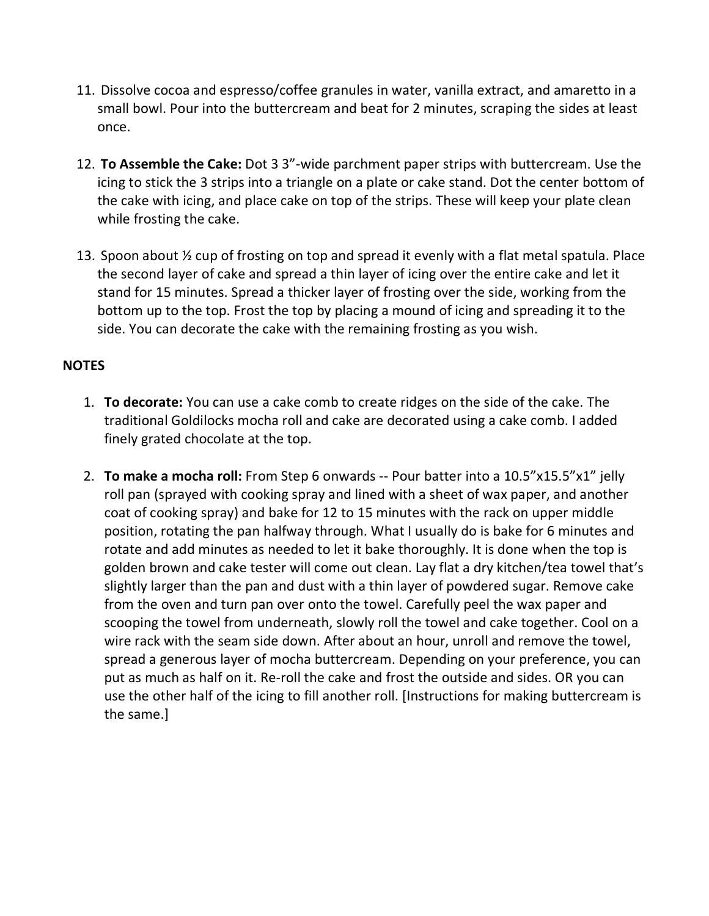11. Dissolve cocoa and espresso/coffee granules in water, vanilla extract, and amaretto in a small bowl. Pour into the buttercream and beat for 2 minutes, scraping the sides at least once.

12. **To Assemble the Cake:** Dot 3 3"-wide parchment paper strips with buttercream. Use the icing to stick the 3 strips into a triangle on a plate or cake stand. Dot the center bottom of the cake with icing, and place cake on top of the strips. These will keep your plate clean while frosting the cake.

13. Spoon about ½ cup of frosting on top and spread it evenly with a flat metal spatula. Place the second layer of cake and spread a thin layer of icing over the entire cake and let it stand for 15 minutes. Spread a thicker layer of frosting over the side, working from the bottom up to the top. Frost the top by placing a mound of icing and spreading it to the side. You can decorate the cake with the remaining frosting as you wish.

**NOTES**

1. **To decorate:** You can use a cake comb to create ridges on the side of the cake. The traditional Goldilocks mocha roll and cake are decorated using a cake comb. I added finely grated chocolate at the top.

2. **To make a mocha roll:** From Step 6 onwards -- Pour batter into a 10.5"x15.5"x1" jelly roll pan (sprayed with cooking spray and lined with a sheet of wax paper, and another coat of cooking spray) and bake for 12 to 15 minutes with the rack on upper middle position, rotating the pan halfway through. What I usually do is bake for 6 minutes and rotate and add minutes as needed to let it bake thoroughly. It is done when the top is golden brown and cake tester will come out clean. Lay flat a dry kitchen/tea towel that's slightly larger than the pan and dust with a thin layer of powdered sugar. Remove cake from the oven and turn pan over onto the towel. Carefully peel the wax paper and scooping the towel from underneath, slowly roll the towel and cake together. Cool on a wire rack with the seam side down. After about an hour, unroll and remove the towel, spread a generous layer of mocha buttercream. Depending on your preference, you can put as much as half on it. Re-roll the cake and frost the outside and sides. OR you can use the other half of the icing to fill another roll. [Instructions for making buttercream is the same.]